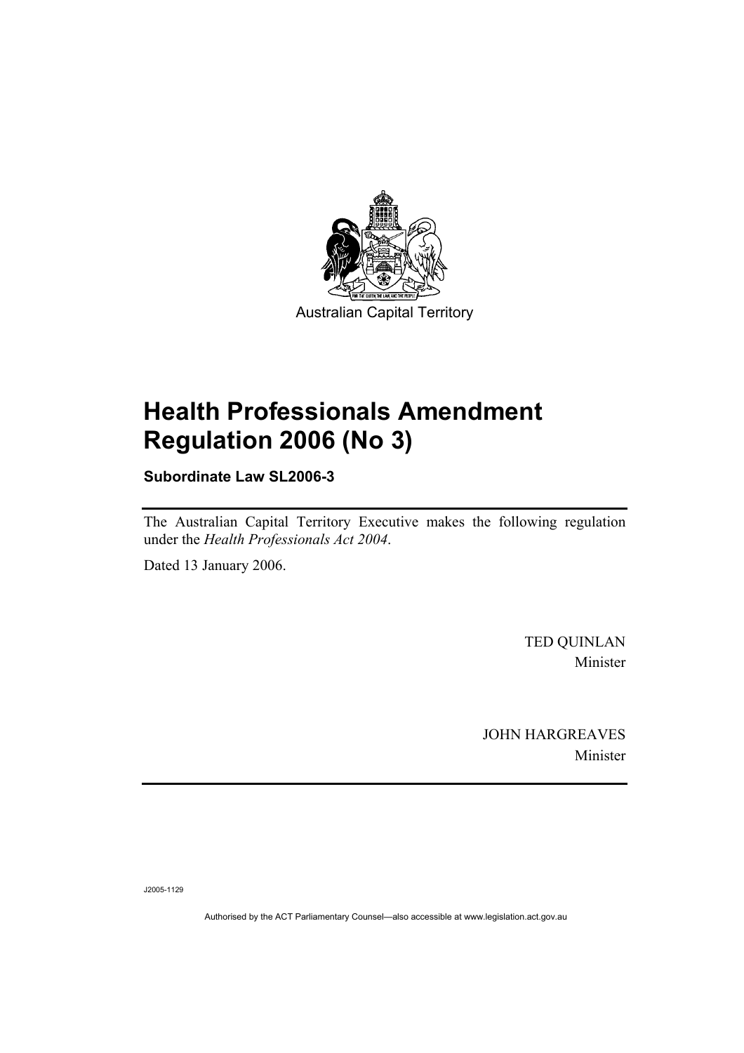Australian Capital Territory

# Health Professionals Amendment Regulation 2006 (No 3)

**Subordinate Law SL2006-3**

The Australian Capital Territory Executive makes the following regulation under the *Health Professionals Act 2004*.

Dated 13 January 2006.

TED QUINLAN
Minister

JOHN HARGREAVES
Minister

J2005-1129

Authorised by the ACT Parliamentary Counsel—also accessible at www.legislation.act.gov.au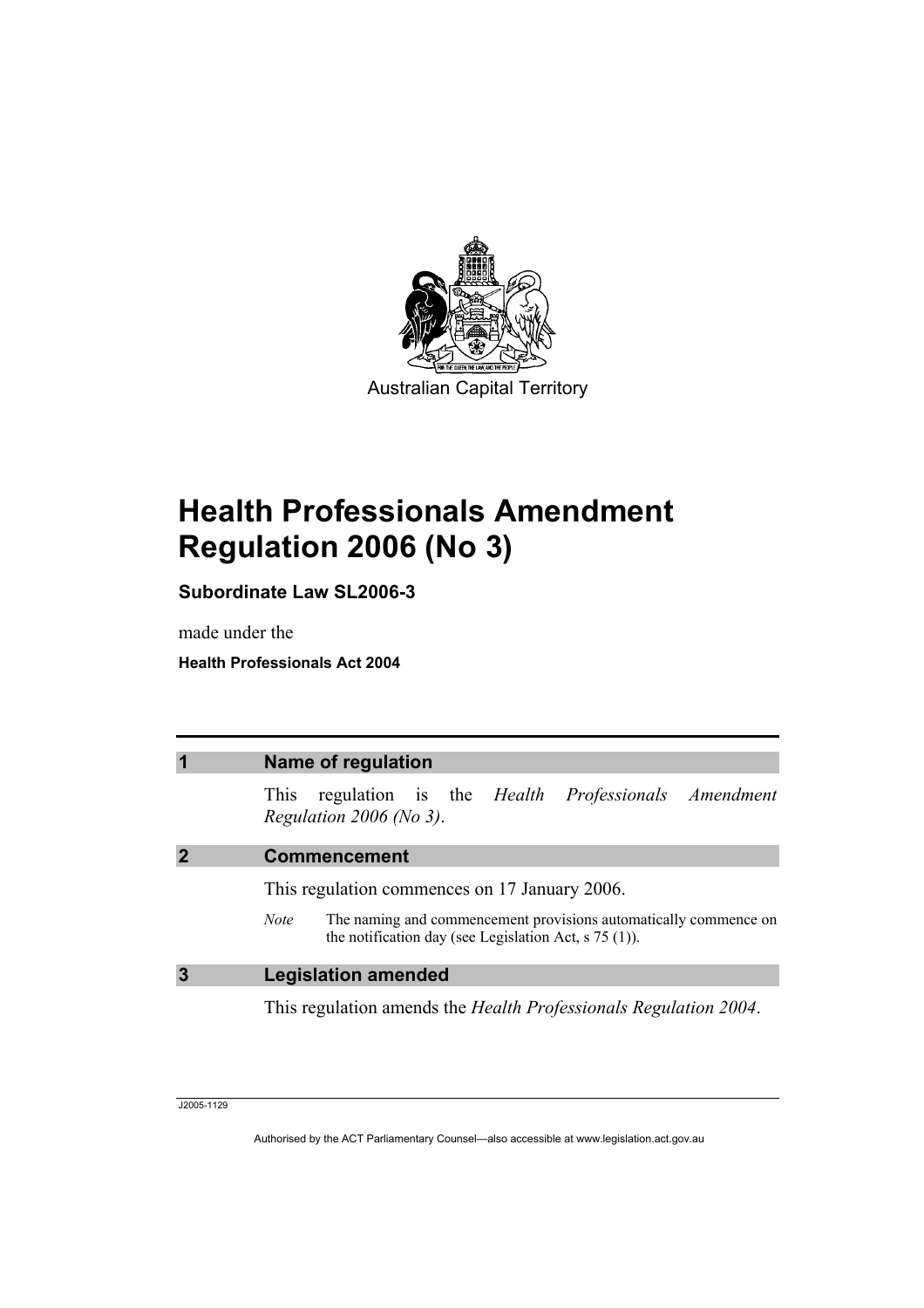Australian Capital Territory

# Health Professionals Amendment Regulation 2006 (No 3)

**Subordinate Law SL2006-3**

made under the

**Health Professionals Act 2004**

## 1 Name of regulation

This regulation is the *Health Professionals Amendment Regulation 2006 (No 3)*.

## 2 Commencement

This regulation commences on 17 January 2006.

*Note* The naming and commencement provisions automatically commence on the notification day (see Legislation Act, s 75 (1)).

## 3 Legislation amended

This regulation amends the *Health Professionals Regulation 2004*.

J2005-1129

Authorised by the ACT Parliamentary Counsel—also accessible at www.legislation.act.gov.au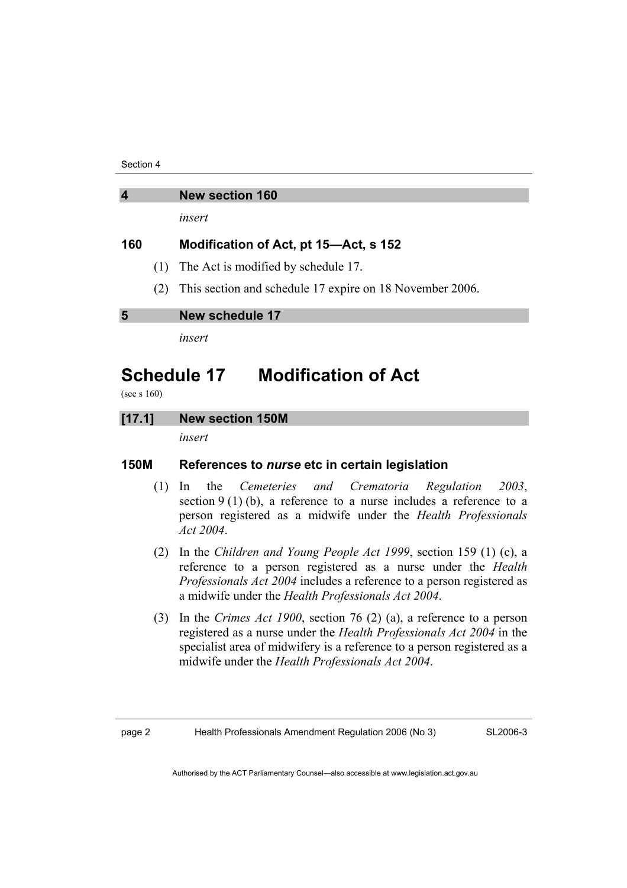## 4 New section 160

*insert*

### 160 Modification of Act, pt 15—Act, s 152

(1) The Act is modified by schedule 17.

(2) This section and schedule 17 expire on 18 November 2006.

## 5 New schedule 17

*insert*

# Schedule 17 Modification of Act

(see s 160)

## [17.1] New section 150M

*insert*

### 150M References to *nurse* etc in certain legislation

(1) In the *Cemeteries and Crematoria Regulation 2003*, section 9 (1) (b), a reference to a nurse includes a reference to a person registered as a midwife under the *Health Professionals Act 2004*.

(2) In the *Children and Young People Act 1999*, section 159 (1) (c), a reference to a person registered as a nurse under the *Health Professionals Act 2004* includes a reference to a person registered as a midwife under the *Health Professionals Act 2004*.

(3) In the *Crimes Act 1900*, section 76 (2) (a), a reference to a person registered as a nurse under the *Health Professionals Act 2004* in the specialist area of midwifery is a reference to a person registered as a midwife under the *Health Professionals Act 2004*.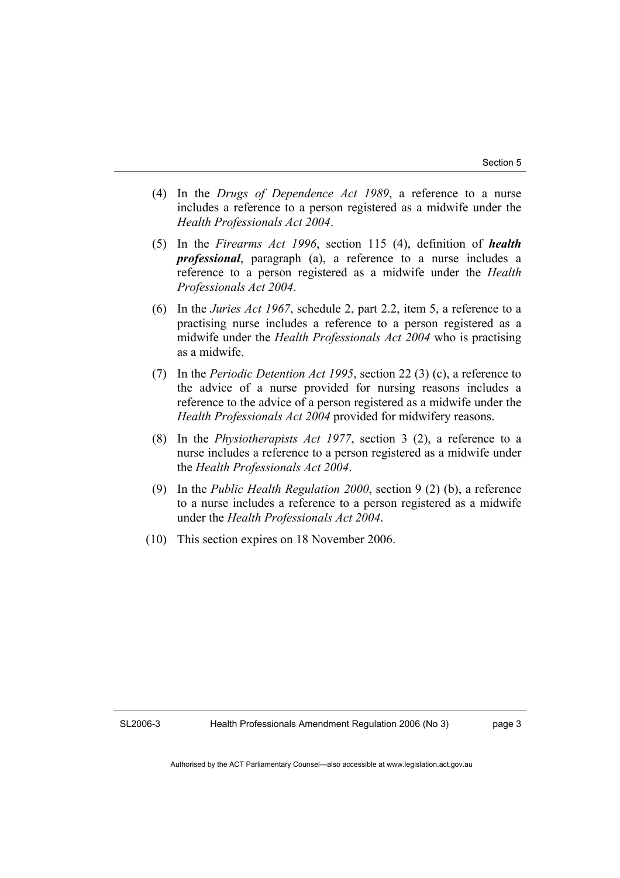(4) In the *Drugs of Dependence Act 1989*, a reference to a nurse includes a reference to a person registered as a midwife under the *Health Professionals Act 2004*.

(5) In the *Firearms Act 1996*, section 115 (4), definition of ***health professional***, paragraph (a), a reference to a nurse includes a reference to a person registered as a midwife under the *Health Professionals Act 2004*.

(6) In the *Juries Act 1967*, schedule 2, part 2.2, item 5, a reference to a practising nurse includes a reference to a person registered as a midwife under the *Health Professionals Act 2004* who is practising as a midwife.

(7) In the *Periodic Detention Act 1995*, section 22 (3) (c), a reference to the advice of a nurse provided for nursing reasons includes a reference to the advice of a person registered as a midwife under the *Health Professionals Act 2004* provided for midwifery reasons.

(8) In the *Physiotherapists Act 1977*, section 3 (2), a reference to a nurse includes a reference to a person registered as a midwife under the *Health Professionals Act 2004*.

(9) In the *Public Health Regulation 2000*, section 9 (2) (b), a reference to a nurse includes a reference to a person registered as a midwife under the *Health Professionals Act 2004*.

(10) This section expires on 18 November 2006.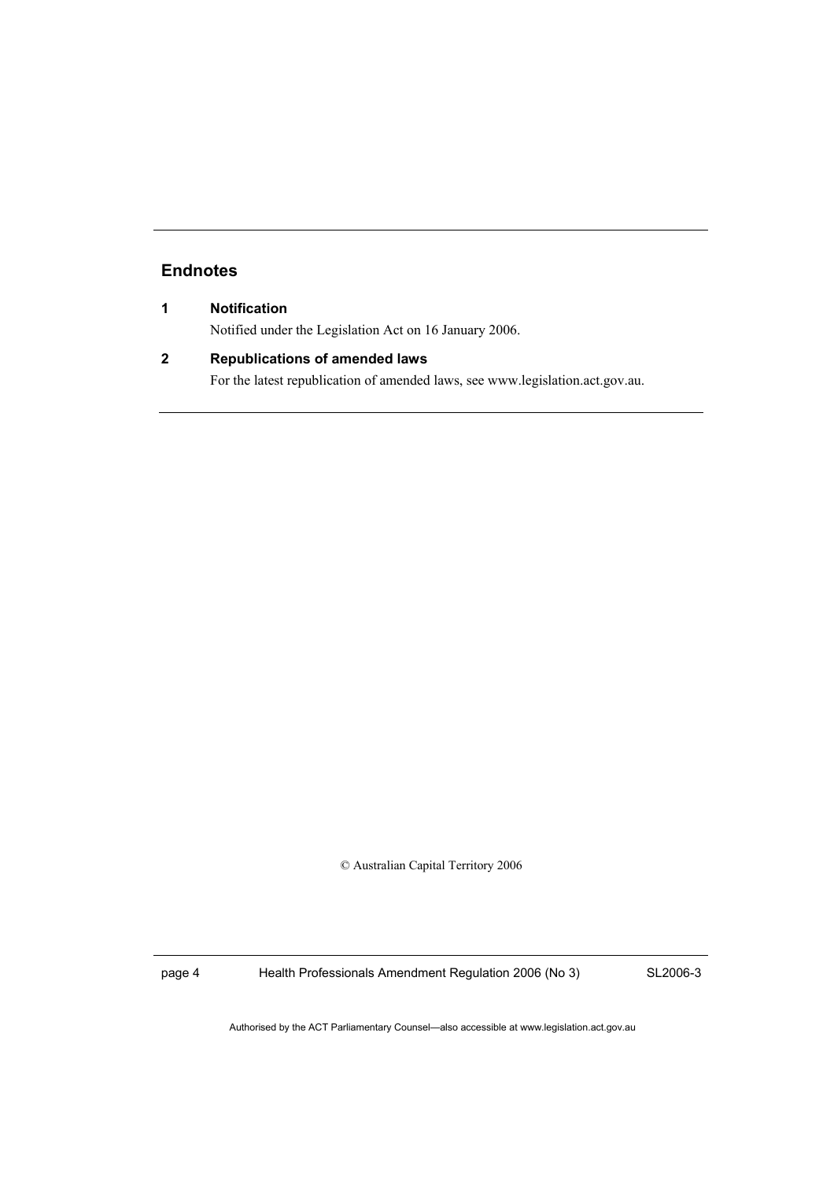## Endnotes

### 1 Notification

Notified under the Legislation Act on 16 January 2006.

### 2 Republications of amended laws

For the latest republication of amended laws, see www.legislation.act.gov.au.

© Australian Capital Territory 2006